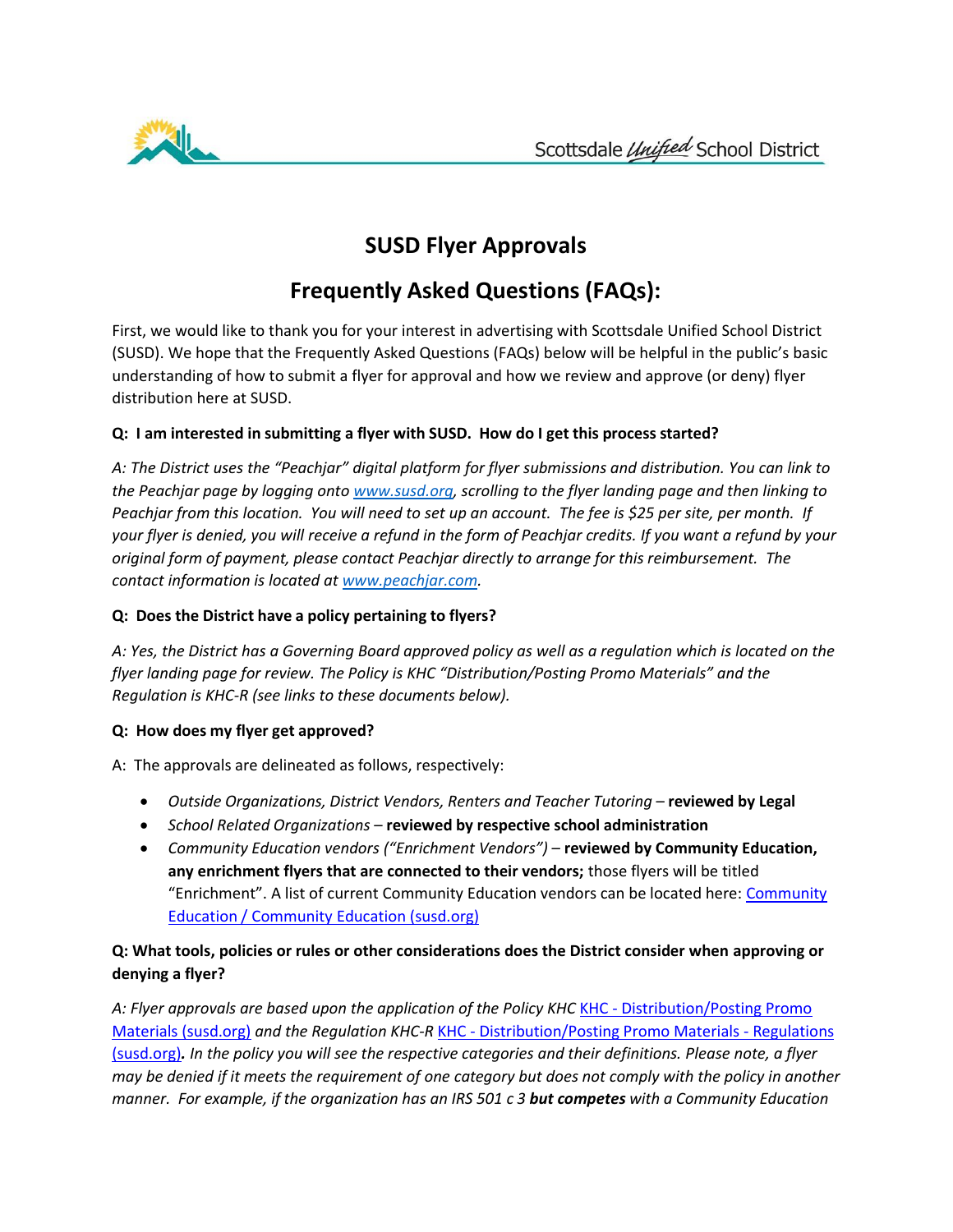Scottsdale Unified School District

# SUSD Flyer Approvals

## Frequently Asked Questions (FAQs):

First, we would like to thank you for your interest in advertising with Scottsdale Unified School District (SUSD). We hope that the Frequently Asked Questions (FAQs) below will be helpful in the public's basic understanding of how to submit a flyer for approval and how we review and approve (or deny) flyer distribution here at SUSD.

**Q: I am interested in submitting a flyer with SUSD. How do I get this process started?**

*A: The District uses the "Peachjar" digital platform for flyer submissions and distribution. You can link to the Peachjar page by logging onto [www.susd.org](http://www.susd.org), scrolling to the flyer landing page and then linking to Peachjar from this location. You will need to set up an account. The fee is $25 per site, per month. If your flyer is denied, you will receive a refund in the form of Peachjar credits. If you want a refund by your original form of payment, please contact Peachjar directly to arrange for this reimbursement. The contact information is located at [www.peachjar.com](http://www.peachjar.com).*

**Q: Does the District have a policy pertaining to flyers?**

*A: Yes, the District has a Governing Board approved policy as well as a regulation which is located on the flyer landing page for review. The Policy is KHC "Distribution/Posting Promo Materials" and the Regulation is KHC-R (see links to these documents below).*

**Q: How does my flyer get approved?**

A: The approvals are delineated as follows, respectively:

- *Outside Organizations, District Vendors, Renters and Teacher Tutoring* – **reviewed by Legal**
- *School Related Organizations* – **reviewed by respective school administration**
- *Community Education vendors ("Enrichment Vendors")* – **reviewed by Community Education, any enrichment flyers that are connected to their vendors;** those flyers will be titled "Enrichment". A list of current Community Education vendors can be located here: Community Education / Community Education (susd.org)

**Q: What tools, policies or rules or other considerations does the District consider when approving or denying a flyer?**

*A: Flyer approvals are based upon the application of the Policy KHC* KHC - Distribution/Posting Promo Materials (susd.org) *and the Regulation KHC-R* KHC - Distribution/Posting Promo Materials - Regulations (susd.org)**.** *In the policy you will see the respective categories and their definitions. Please note, a flyer may be denied if it meets the requirement of one category but does not comply with the policy in another manner. For example, if the organization has an IRS 501 c 3* ***but competes*** *with a Community Education*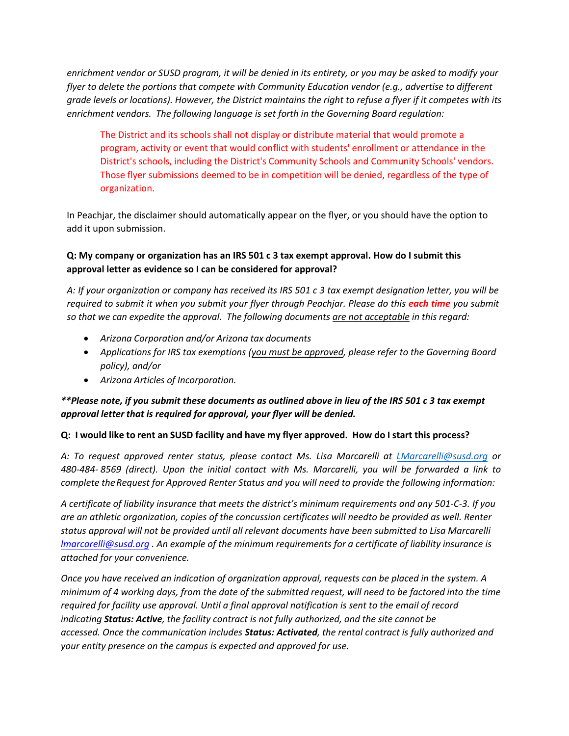*enrichment vendor or SUSD program, it will be denied in its entirety, or you may be asked to modify your flyer to delete the portions that compete with Community Education vendor (e.g., advertise to different grade levels or locations). However, the District maintains the right to refuse a flyer if it competes with its enrichment vendors. The following language is set forth in the Governing Board regulation:*

> The District and its schools shall not display or distribute material that would promote a program, activity or event that would conflict with students' enrollment or attendance in the District's schools, including the District's Community Schools and Community Schools' vendors. Those flyer submissions deemed to be in competition will be denied, regardless of the type of organization.

In Peachjar, the disclaimer should automatically appear on the flyer, or you should have the option to add it upon submission.

**Q: My company or organization has an IRS 501 c 3 tax exempt approval. How do I submit this approval letter as evidence so I can be considered for approval?**

*A: If your organization or company has received its IRS 501 c 3 tax exempt designation letter, you will be required to submit it when you submit your flyer through Peachjar. Please do this* ***each time*** *you submit so that we can expedite the approval. The following documents <u>are not acceptable</u> in this regard:*

- *Arizona Corporation and/or Arizona tax documents*
- *Applications for IRS tax exemptions (<u>you must be approved</u>, please refer to the Governing Board policy), and/or*
- *Arizona Articles of Incorporation.*

***\*\*Please note, if you submit these documents as outlined above in lieu of the IRS 501 c 3 tax exempt approval letter that is required for approval, your flyer will be denied.***

**Q: I would like to rent an SUSD facility and have my flyer approved. How do I start this process?**

*A: To request approved renter status, please contact Ms. Lisa Marcarelli at LMarcarelli@susd.org or 480-484- 8569 (direct). Upon the initial contact with Ms. Marcarelli, you will be forwarded a link to complete the Request for Approved Renter Status and you will need to provide the following information:*

*A certificate of liability insurance that meets the district's minimum requirements and any 501-C-3. If you are an athletic organization, copies of the concussion certificates will needto be provided as well. Renter status approval will not be provided until all relevant documents have been submitted to Lisa Marcarelli lmarcarelli@susd.org . An example of the minimum requirements for a certificate of liability insurance is attached for your convenience.*

*Once you have received an indication of organization approval, requests can be placed in the system. A minimum of 4 working days, from the date of the submitted request, will need to be factored into the time required for facility use approval. Until a final approval notification is sent to the email of record indicating* ***Status: Active****, the facility contract is not fully authorized, and the site cannot be accessed. Once the communication includes* ***Status: Activated****, the rental contract is fully authorized and your entity presence on the campus is expected and approved for use.*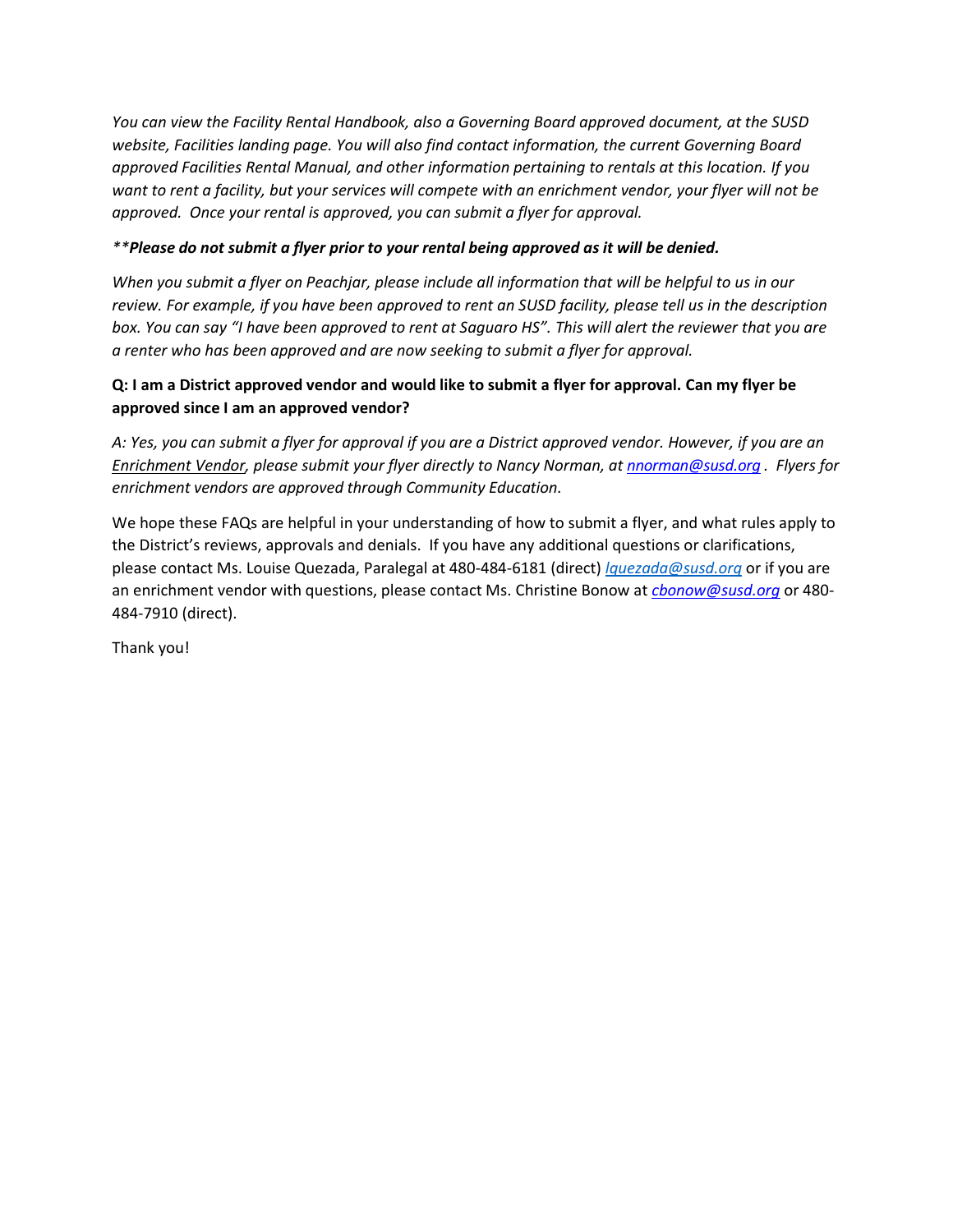*You can view the Facility Rental Handbook, also a Governing Board approved document, at the SUSD website, Facilities landing page. You will also find contact information, the current Governing Board approved Facilities Rental Manual, and other information pertaining to rentals at this location. If you want to rent a facility, but your services will compete with an enrichment vendor, your flyer will not be approved. Once your rental is approved, you can submit a flyer for approval.*

*\*\****Please do not submit a flyer prior to your rental being approved as it will be denied.***

*When you submit a flyer on Peachjar, please include all information that will be helpful to us in our review. For example, if you have been approved to rent an SUSD facility, please tell us in the description box. You can say "I have been approved to rent at Saguaro HS". This will alert the reviewer that you are a renter who has been approved and are now seeking to submit a flyer for approval.*

**Q: I am a District approved vendor and would like to submit a flyer for approval. Can my flyer be approved since I am an approved vendor?**

*A: Yes, you can submit a flyer for approval if you are a District approved vendor. However, if you are an Enrichment Vendor, please submit your flyer directly to Nancy Norman, at nnorman@susd.org . Flyers for enrichment vendors are approved through Community Education.*

We hope these FAQs are helpful in your understanding of how to submit a flyer, and what rules apply to the District's reviews, approvals and denials. If you have any additional questions or clarifications, please contact Ms. Louise Quezada, Paralegal at 480-484-6181 (direct) *lquezada@susd.org* or if you are an enrichment vendor with questions, please contact Ms. Christine Bonow at *cbonow@susd.org* or 480-484-7910 (direct).

Thank you!